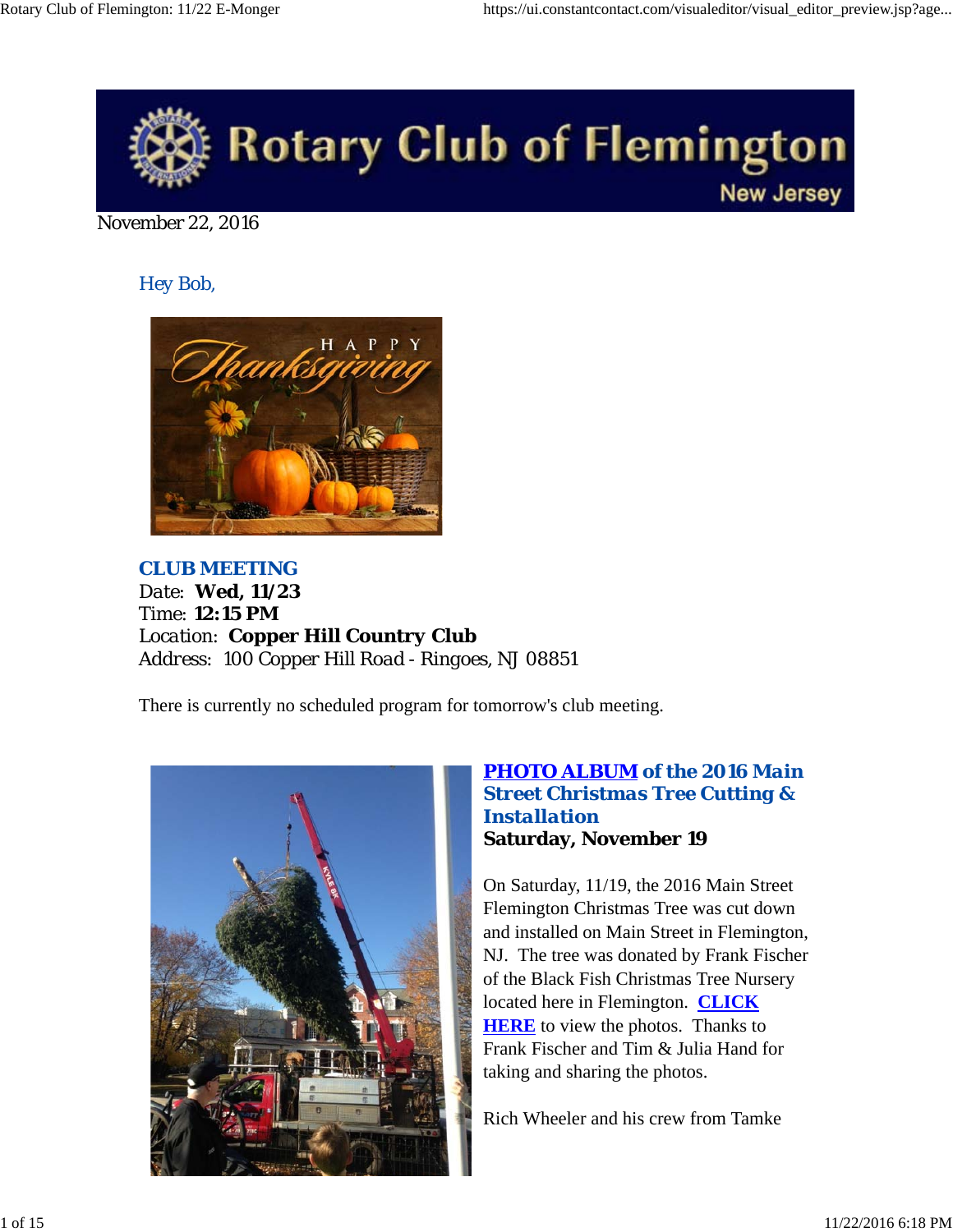November 22, 2016

Hey Bob,

**CLUB MEETING**
Date: **Wed, 11/23**
Time: **12:15 PM**
Location: **Copper Hill Country Club**
Address: 100 Copper Hill Road - Ringoes, NJ 08851

There is currently no scheduled program for tomorrow's club meeting.

**PHOTO ALBUM of the 2016 Main Street Christmas Tree Cutting & Installation**
**Saturday, November 19**

On Saturday, 11/19, the 2016 Main Street Flemington Christmas Tree was cut down and installed on Main Street in Flemington, NJ. The tree was donated by Frank Fischer of the Black Fish Christmas Tree Nursery located here in Flemington. **CLICK HERE** to view the photos. Thanks to Frank Fischer and Tim & Julia Hand for taking and sharing the photos.

Rich Wheeler and his crew from Tamke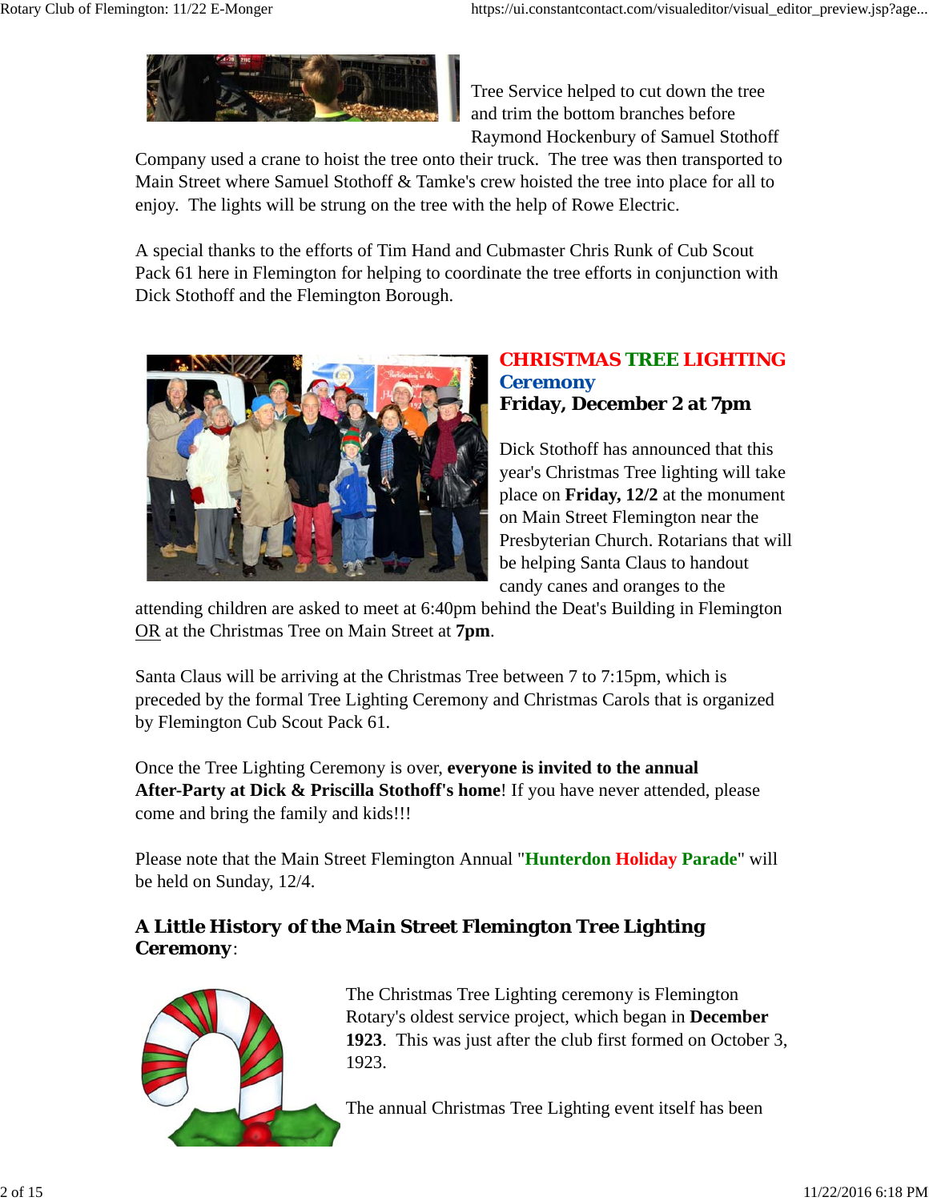Tree Service helped to cut down the tree and trim the bottom branches before Raymond Hockenbury of Samuel Stothoff Company used a crane to hoist the tree onto their truck. The tree was then transported to Main Street where Samuel Stothoff & Tamke's crew hoisted the tree into place for all to enjoy. The lights will be strung on the tree with the help of Rowe Electric.

A special thanks to the efforts of Tim Hand and Cubmaster Chris Runk of Cub Scout Pack 61 here in Flemington for helping to coordinate the tree efforts in conjunction with Dick Stothoff and the Flemington Borough.

## CHRISTMAS TREE LIGHTING Ceremony

**Friday, December 2 at 7pm**

Dick Stothoff has announced that this year's Christmas Tree lighting will take place on **Friday, 12/2** at the monument on Main Street Flemington near the Presbyterian Church. Rotarians that will be helping Santa Claus to handout candy canes and oranges to the attending children are asked to meet at 6:40pm behind the Deat's Building in Flemington OR at the Christmas Tree on Main Street at **7pm**.

Santa Claus will be arriving at the Christmas Tree between 7 to 7:15pm, which is preceded by the formal Tree Lighting Ceremony and Christmas Carols that is organized by Flemington Cub Scout Pack 61.

Once the Tree Lighting Ceremony is over, **everyone is invited to the annual After-Party at Dick & Priscilla Stothoff's home**! If you have never attended, please come and bring the family and kids!!!

Please note that the Main Street Flemington Annual "**Hunterdon Holiday Parade**" will be held on Sunday, 12/4.

### A Little History of the Main Street Flemington Tree Lighting Ceremony:

The Christmas Tree Lighting ceremony is Flemington Rotary's oldest service project, which began in **December 1923**. This was just after the club first formed on October 3, 1923.

The annual Christmas Tree Lighting event itself has been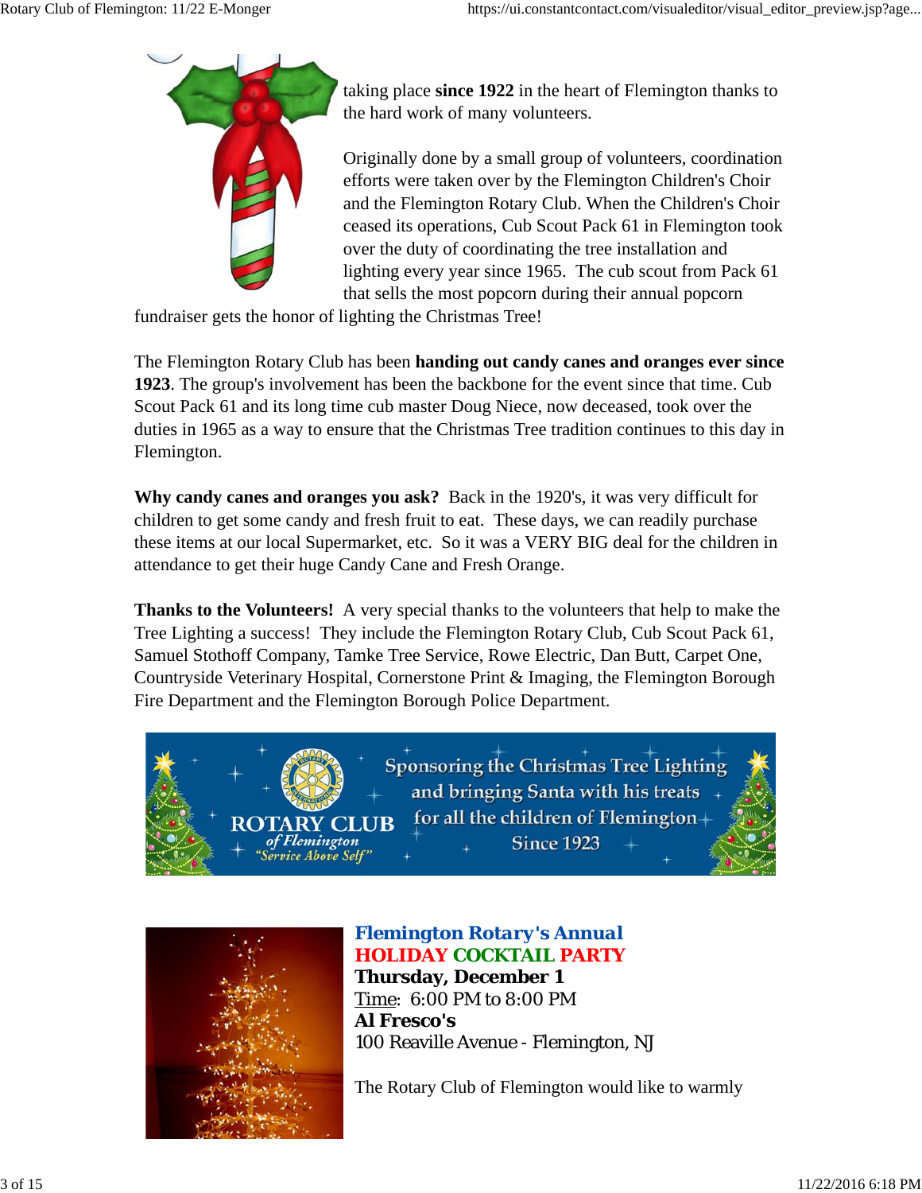taking place **since 1922** in the heart of Flemington thanks to the hard work of many volunteers.

Originally done by a small group of volunteers, coordination efforts were taken over by the Flemington Children's Choir and the Flemington Rotary Club. When the Children's Choir ceased its operations, Cub Scout Pack 61 in Flemington took over the duty of coordinating the tree installation and lighting every year since 1965. The cub scout from Pack 61 that sells the most popcorn during their annual popcorn fundraiser gets the honor of lighting the Christmas Tree!

The Flemington Rotary Club has been **handing out candy canes and oranges ever since 1923**. The group's involvement has been the backbone for the event since that time. Cub Scout Pack 61 and its long time cub master Doug Niece, now deceased, took over the duties in 1965 as a way to ensure that the Christmas Tree tradition continues to this day in Flemington.

**Why candy canes and oranges you ask?** Back in the 1920's, it was very difficult for children to get some candy and fresh fruit to eat. These days, we can readily purchase these items at our local Supermarket, etc. So it was a VERY BIG deal for the children in attendance to get their huge Candy Cane and Fresh Orange.

**Thanks to the Volunteers!** A very special thanks to the volunteers that help to make the Tree Lighting a success! They include the Flemington Rotary Club, Cub Scout Pack 61, Samuel Stothoff Company, Tamke Tree Service, Rowe Electric, Dan Butt, Carpet One, Countryside Veterinary Hospital, Cornerstone Print & Imaging, the Flemington Borough Fire Department and the Flemington Borough Police Department.

ROTARY CLUB of Flemington "Service Above Self"

Sponsoring the Christmas Tree Lighting and bringing Santa with his treats for all the children of Flemington Since 1923

**Flemington Rotary's Annual**
**HOLIDAY COCKTAIL PARTY**
**Thursday, December 1**
Time: 6:00 PM to 8:00 PM
**Al Fresco's**
100 Reaville Avenue - Flemington, NJ

The Rotary Club of Flemington would like to warmly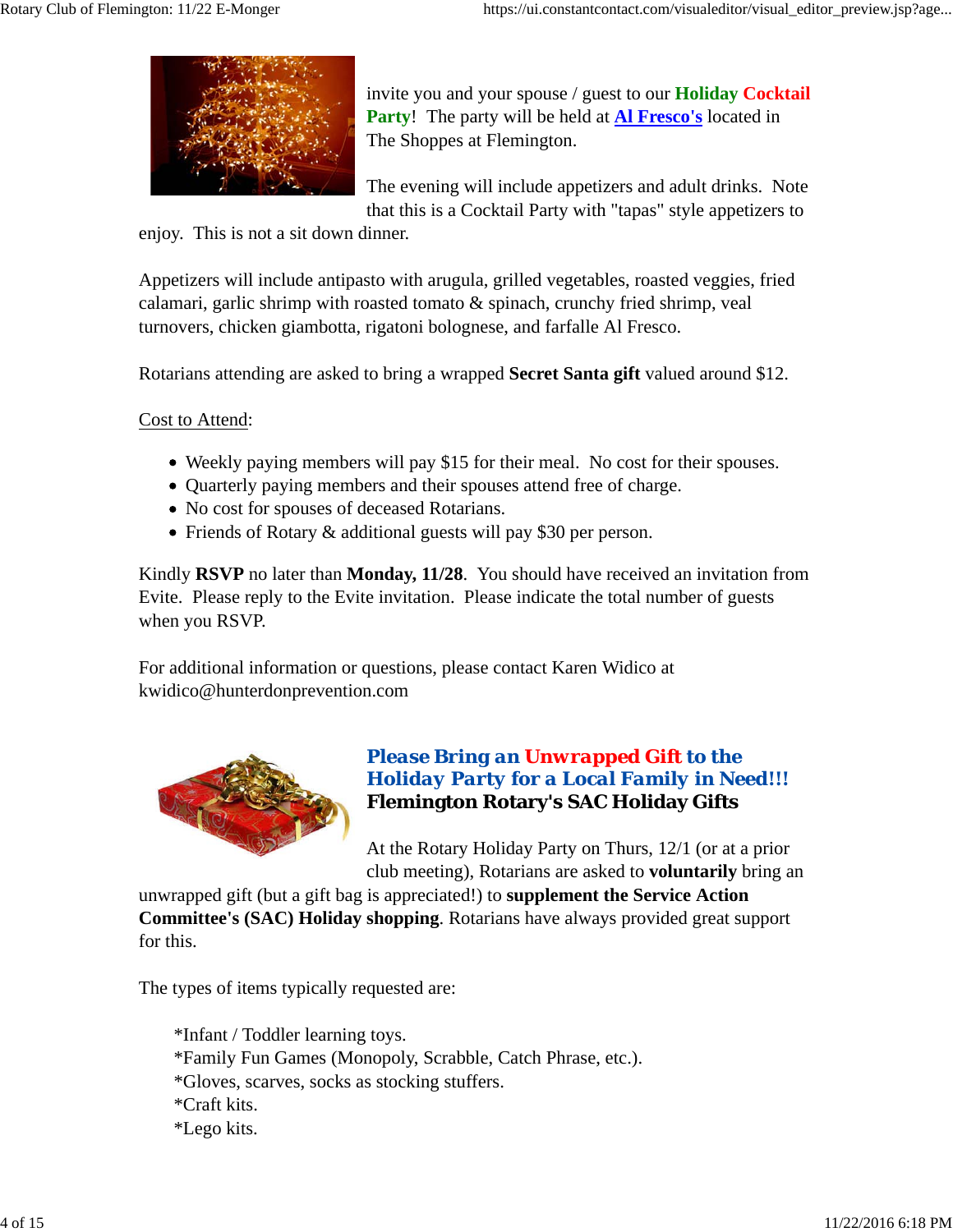invite you and your spouse / guest to our **Holiday Cocktail Party**! The party will be held at **Al Fresco's** located in The Shoppes at Flemington.

The evening will include appetizers and adult drinks. Note that this is a Cocktail Party with "tapas" style appetizers to enjoy. This is not a sit down dinner.

Appetizers will include antipasto with arugula, grilled vegetables, roasted veggies, fried calamari, garlic shrimp with roasted tomato & spinach, crunchy fried shrimp, veal turnovers, chicken giambotta, rigatoni bolognese, and farfalle Al Fresco.

Rotarians attending are asked to bring a wrapped **Secret Santa gift** valued around $12.

Cost to Attend:

- Weekly paying members will pay $15 for their meal. No cost for their spouses.
- Quarterly paying members and their spouses attend free of charge.
- No cost for spouses of deceased Rotarians.
- Friends of Rotary & additional guests will pay $30 per person.

Kindly **RSVP** no later than **Monday, 11/28**. You should have received an invitation from Evite. Please reply to the Evite invitation. Please indicate the total number of guests when you RSVP.

For additional information or questions, please contact Karen Widico at kwidico@hunterdonprevention.com

### Please Bring an Unwrapped Gift to the Holiday Party for a Local Family in Need!!!

### Flemington Rotary's SAC Holiday Gifts

At the Rotary Holiday Party on Thurs, 12/1 (or at a prior club meeting), Rotarians are asked to **voluntarily** bring an unwrapped gift (but a gift bag is appreciated!) to **supplement the Service Action Committee's (SAC) Holiday shopping**. Rotarians have always provided great support for this.

The types of items typically requested are:

*Infant / Toddler learning toys.
*Family Fun Games (Monopoly, Scrabble, Catch Phrase, etc.).
*Gloves, scarves, socks as stocking stuffers.
*Craft kits.
*Lego kits.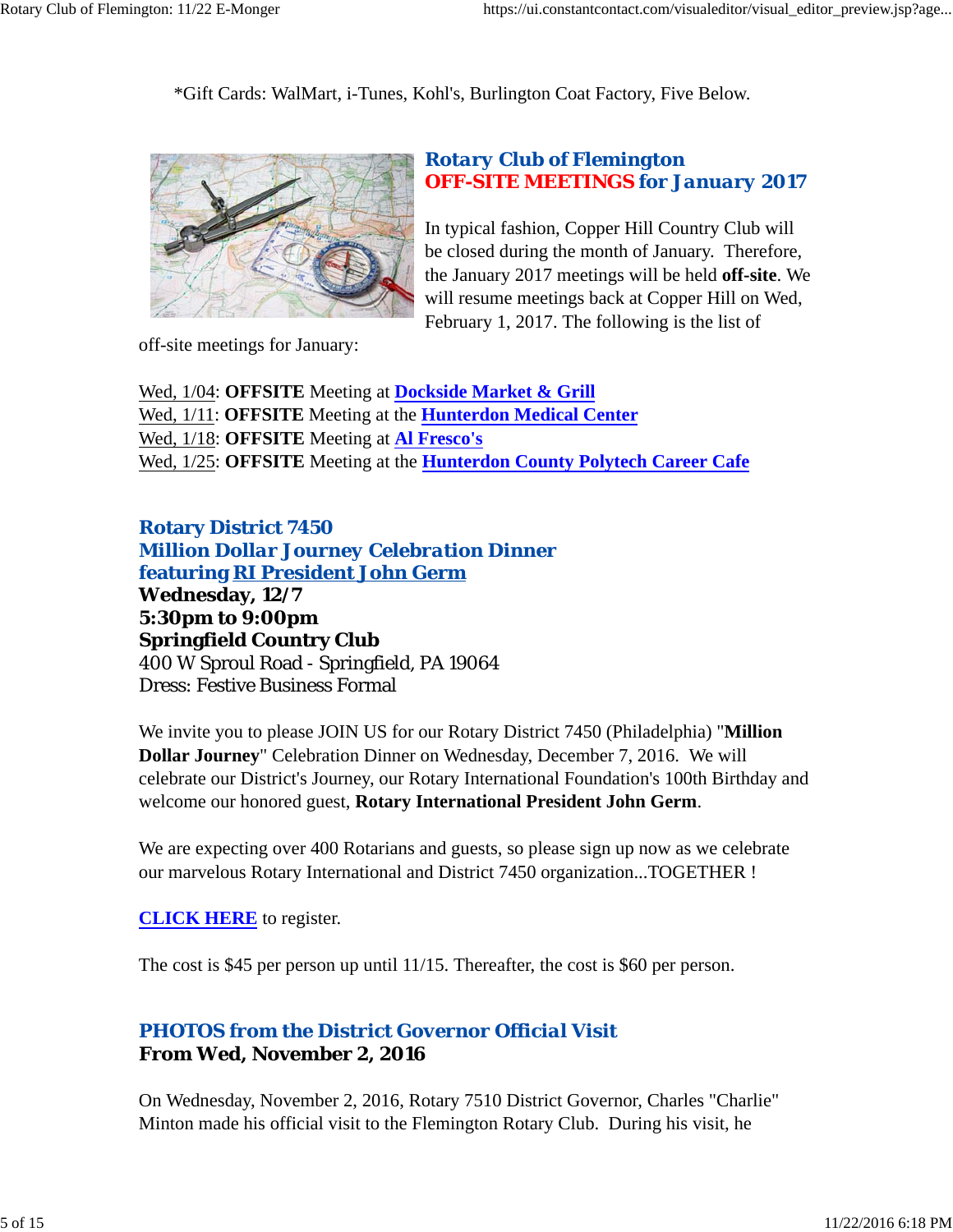*Gift Cards: WalMart, i-Tunes, Kohl's, Burlington Coat Factory, Five Below.

## Rotary Club of Flemington
## OFF-SITE MEETINGS for January 2017

In typical fashion, Copper Hill Country Club will be closed during the month of January. Therefore, the January 2017 meetings will be held **off-site**. We will resume meetings back at Copper Hill on Wed, February 1, 2017. The following is the list of off-site meetings for January:

Wed, 1/04: **OFFSITE** Meeting at **Dockside Market & Grill**
Wed, 1/11: **OFFSITE** Meeting at the **Hunterdon Medical Center**
Wed, 1/18: **OFFSITE** Meeting at **Al Fresco's**
Wed, 1/25: **OFFSITE** Meeting at the **Hunterdon County Polytech Career Cafe**

## Rotary District 7450
## Million Dollar Journey Celebration Dinner
## featuring RI President John Germ

**Wednesday, 12/7**
**5:30pm to 9:00pm**
**Springfield Country Club**
400 W Sproul Road - Springfield, PA 19064
Dress: Festive Business Formal

We invite you to please JOIN US for our Rotary District 7450 (Philadelphia) "**Million Dollar Journey**" Celebration Dinner on Wednesday, December 7, 2016. We will celebrate our District's Journey, our Rotary International Foundation's 100th Birthday and welcome our honored guest, **Rotary International President John Germ**.

We are expecting over 400 Rotarians and guests, so please sign up now as we celebrate our marvelous Rotary International and District 7450 organization...TOGETHER !

**CLICK HERE** to register.

The cost is $45 per person up until 11/15. Thereafter, the cost is $60 per person.

## PHOTOS from the District Governor Official Visit
**From Wed, November 2, 2016**

On Wednesday, November 2, 2016, Rotary 7510 District Governor, Charles "Charlie" Minton made his official visit to the Flemington Rotary Club. During his visit, he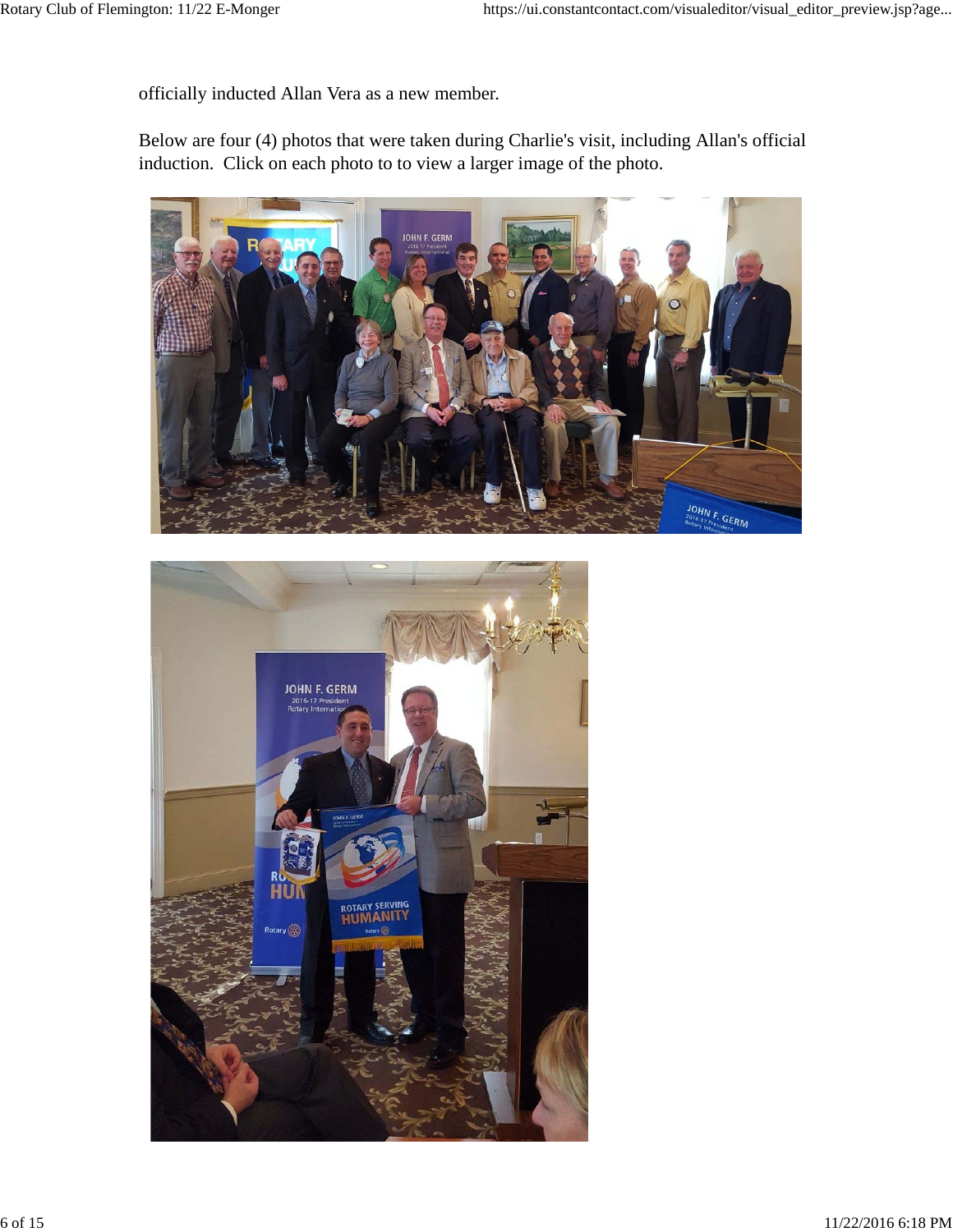officially inducted Allan Vera as a new member.

Below are four (4) photos that were taken during Charlie's visit, including Allan's official induction. Click on each photo to to view a larger image of the photo.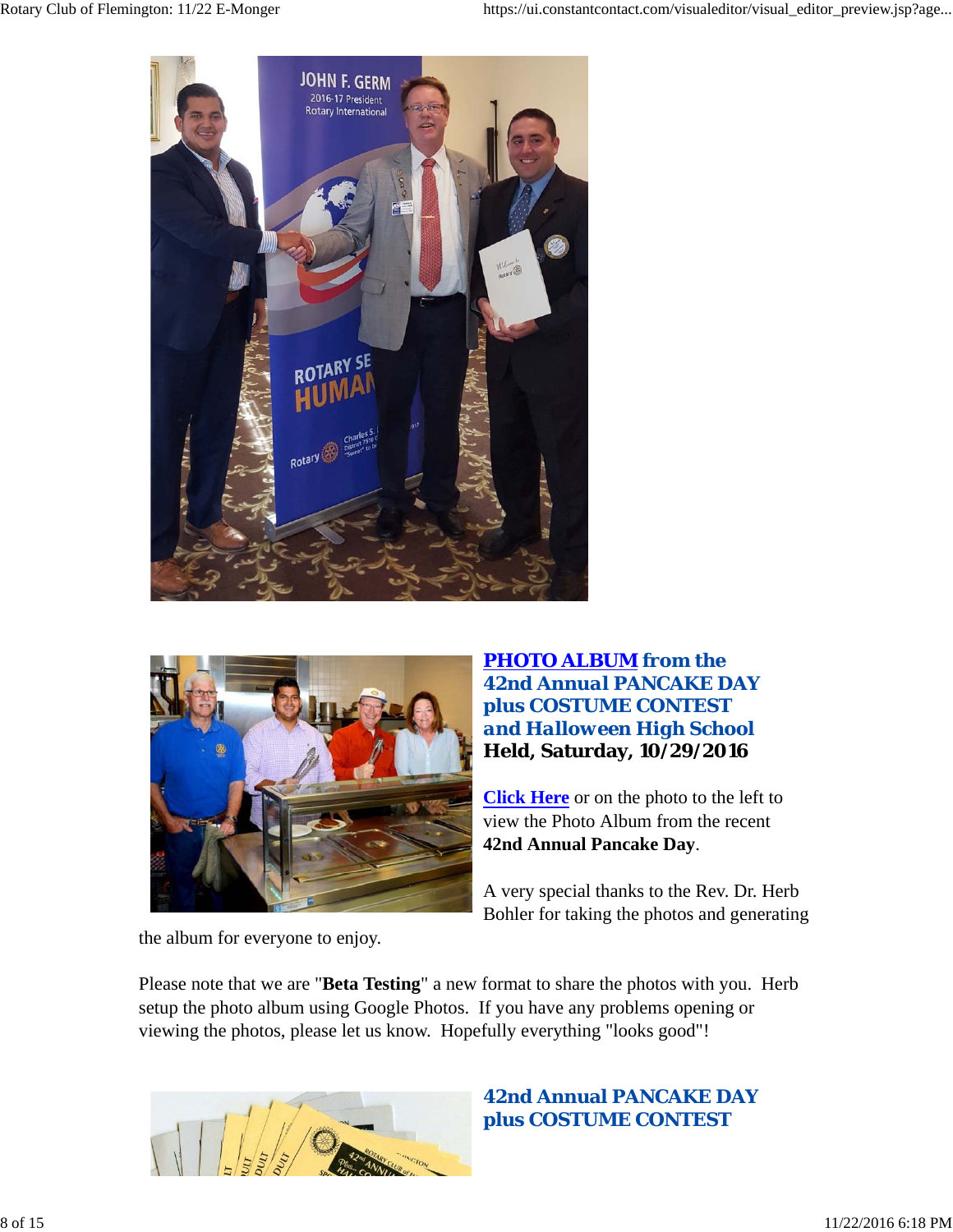**PHOTO ALBUM from the 42nd Annual PANCAKE DAY plus COSTUME CONTEST and Halloween High School**

**Held, Saturday, 10/29/2016**

Click Here or on the photo to the left to view the Photo Album from the recent **42nd Annual Pancake Day**.

A very special thanks to the Rev. Dr. Herb Bohler for taking the photos and generating the album for everyone to enjoy.

Please note that we are "**Beta Testing**" a new format to share the photos with you. Herb setup the photo album using Google Photos. If you have any problems opening or viewing the photos, please let us know. Hopefully everything "looks good"!

**42nd Annual PANCAKE DAY plus COSTUME CONTEST**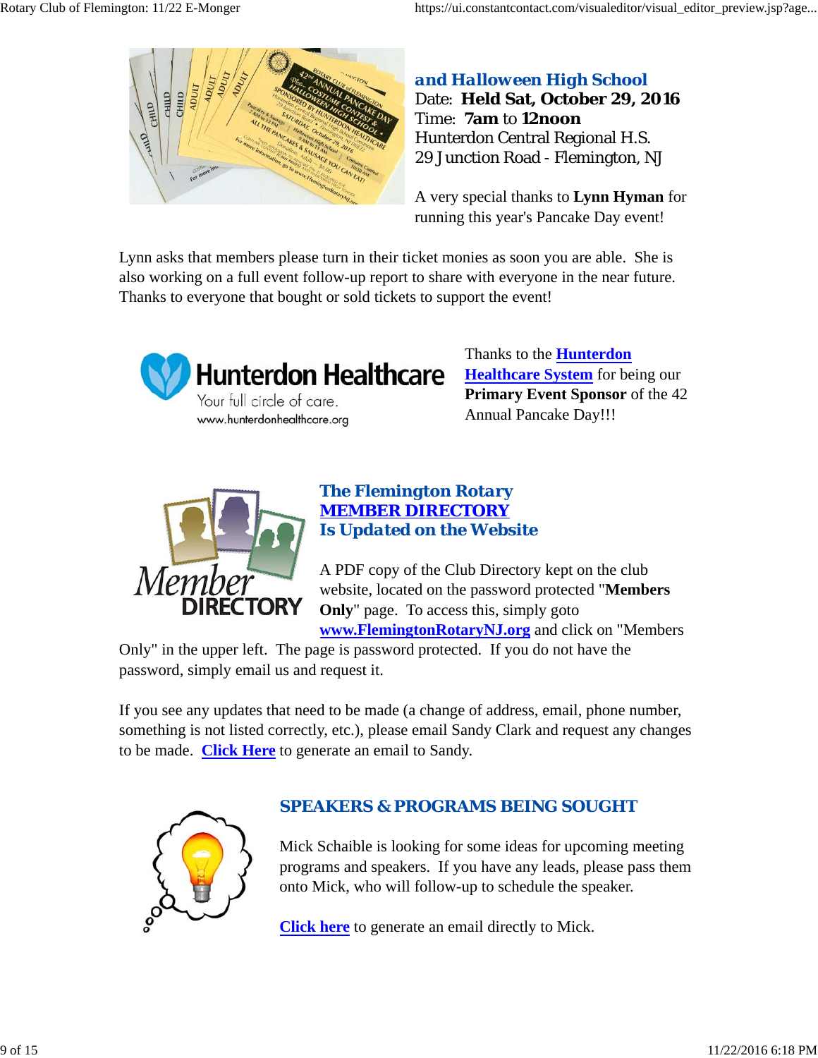## and Halloween High School

Date: **Held Sat, October 29, 2016**
Time: **7am** to **12noon**
Hunterdon Central Regional H.S.
29 Junction Road - Flemington, NJ

A very special thanks to **Lynn Hyman** for running this year's Pancake Day event!

Lynn asks that members please turn in their ticket monies as soon you are able. She is also working on a full event follow-up report to share with everyone in the near future. Thanks to everyone that bought or sold tickets to support the event!

Thanks to the **Hunterdon Healthcare System** for being our **Primary Event Sponsor** of the 42 Annual Pancake Day!!!

## The Flemington Rotary MEMBER DIRECTORY Is Updated on the Website

A PDF copy of the Club Directory kept on the club website, located on the password protected "**Members Only**" page. To access this, simply goto **www.FlemingtonRotaryNJ.org** and click on "Members Only" in the upper left. The page is password protected. If you do not have the password, simply email us and request it.

If you see any updates that need to be made (a change of address, email, phone number, something is not listed correctly, etc.), please email Sandy Clark and request any changes to be made. **Click Here** to generate an email to Sandy.

## SPEAKERS & PROGRAMS BEING SOUGHT

Mick Schaible is looking for some ideas for upcoming meeting programs and speakers. If you have any leads, please pass them onto Mick, who will follow-up to schedule the speaker.

**Click here** to generate an email directly to Mick.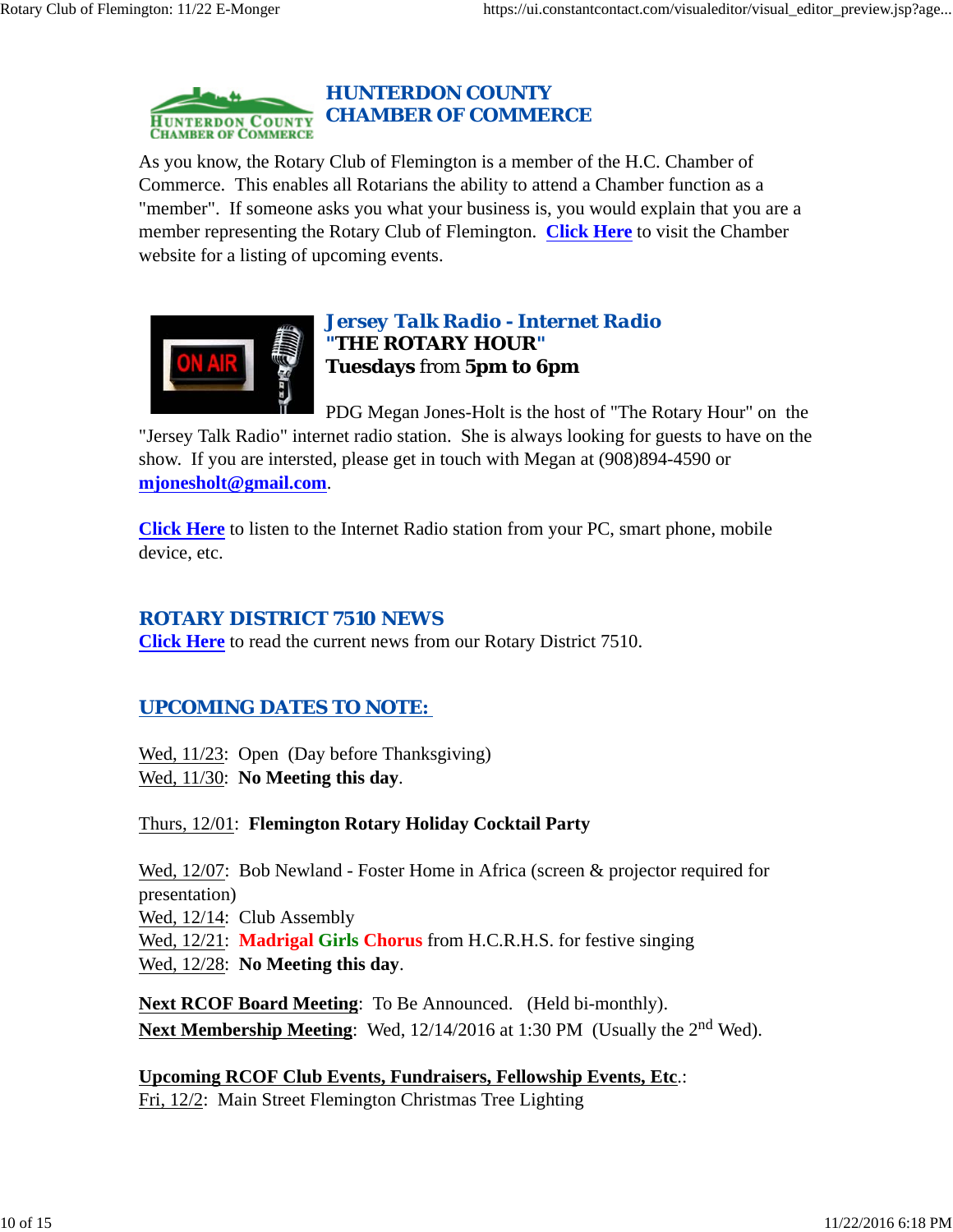## HUNTERDON COUNTY CHAMBER OF COMMERCE

As you know, the Rotary Club of Flemington is a member of the H.C. Chamber of Commerce. This enables all Rotarians the ability to attend a Chamber function as a "member". If someone asks you what your business is, you would explain that you are a member representing the Rotary Club of Flemington. **Click Here** to visit the Chamber website for a listing of upcoming events.

## Jersey Talk Radio - Internet Radio

**"THE ROTARY HOUR"**

**Tuesdays** from **5pm to 6pm**

PDG Megan Jones-Holt is the host of "The Rotary Hour" on the "Jersey Talk Radio" internet radio station. She is always looking for guests to have on the show. If you are intersted, please get in touch with Megan at (908)894-4590 or **mjonesholt@gmail.com**.

**Click Here** to listen to the Internet Radio station from your PC, smart phone, mobile device, etc.

## ROTARY DISTRICT 7510 NEWS

**Click Here** to read the current news from our Rotary District 7510.

## UPCOMING DATES TO NOTE:

Wed, 11/23: Open (Day before Thanksgiving)
Wed, 11/30: **No Meeting this day**.

Thurs, 12/01: **Flemington Rotary Holiday Cocktail Party**

Wed, 12/07: Bob Newland - Foster Home in Africa (screen & projector required for presentation)
Wed, 12/14: Club Assembly
Wed, 12/21: **Madrigal Girls Chorus** from H.C.R.H.S. for festive singing
Wed, 12/28: **No Meeting this day**.

**Next RCOF Board Meeting**: To Be Announced. (Held bi-monthly).
**Next Membership Meeting**: Wed, 12/14/2016 at 1:30 PM (Usually the 2nd Wed).

**Upcoming RCOF Club Events, Fundraisers, Fellowship Events, Etc**.:
Fri, 12/2: Main Street Flemington Christmas Tree Lighting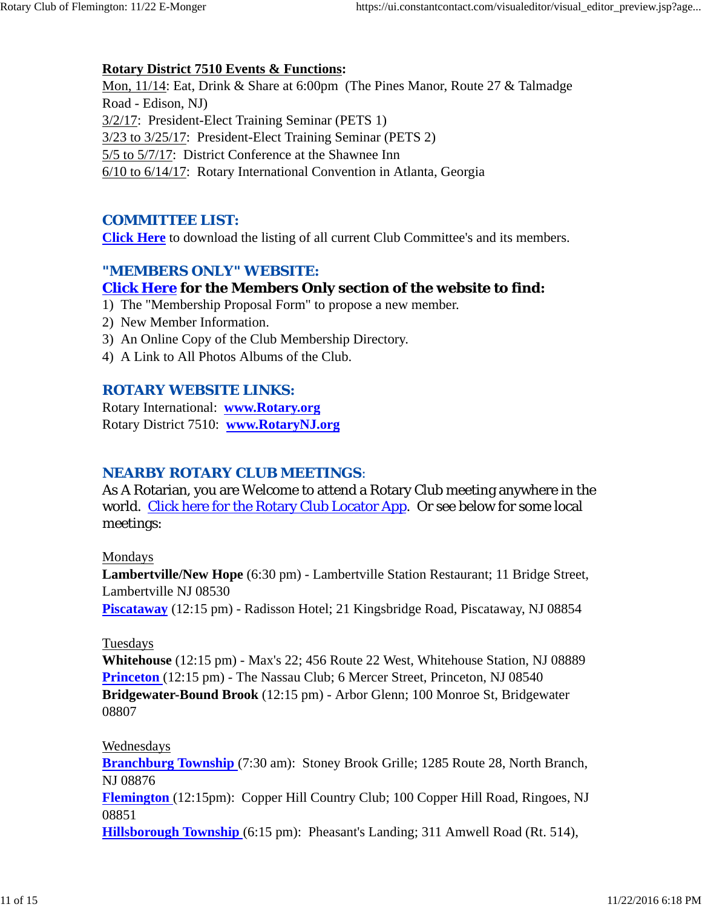**Rotary District 7510 Events & Functions:**
Mon, 11/14: Eat, Drink & Share at 6:00pm (The Pines Manor, Route 27 & Talmadge Road - Edison, NJ)
3/2/17: President-Elect Training Seminar (PETS 1)
3/23 to 3/25/17: President-Elect Training Seminar (PETS 2)
5/5 to 5/7/17: District Conference at the Shawnee Inn
6/10 to 6/14/17: Rotary International Convention in Atlanta, Georgia

## COMMITTEE LIST:

Click Here to download the listing of all current Club Committee's and its members.

## "MEMBERS ONLY" WEBSITE:

**Click Here for the Members Only section of the website to find:**

1) The "Membership Proposal Form" to propose a new member.
2) New Member Information.
3) An Online Copy of the Club Membership Directory.
4) A Link to All Photos Albums of the Club.

## ROTARY WEBSITE LINKS:

Rotary International: **www.Rotary.org**
Rotary District 7510: **www.RotaryNJ.org**

## NEARBY ROTARY CLUB MEETINGS:

As A Rotarian, you are Welcome to attend a Rotary Club meeting anywhere in the world. Click here for the Rotary Club Locator App. Or see below for some local meetings:

Mondays
**Lambertville/New Hope** (6:30 pm) - Lambertville Station Restaurant; 11 Bridge Street, Lambertville NJ 08530
**Piscataway** (12:15 pm) - Radisson Hotel; 21 Kingsbridge Road, Piscataway, NJ 08854

Tuesdays
**Whitehouse** (12:15 pm) - Max's 22; 456 Route 22 West, Whitehouse Station, NJ 08889
**Princeton** (12:15 pm) - The Nassau Club; 6 Mercer Street, Princeton, NJ 08540
**Bridgewater-Bound Brook** (12:15 pm) - Arbor Glenn; 100 Monroe St, Bridgewater 08807

Wednesdays
**Branchburg Township** (7:30 am): Stoney Brook Grille; 1285 Route 28, North Branch, NJ 08876
**Flemington** (12:15pm): Copper Hill Country Club; 100 Copper Hill Road, Ringoes, NJ 08851
**Hillsborough Township** (6:15 pm): Pheasant's Landing; 311 Amwell Road (Rt. 514),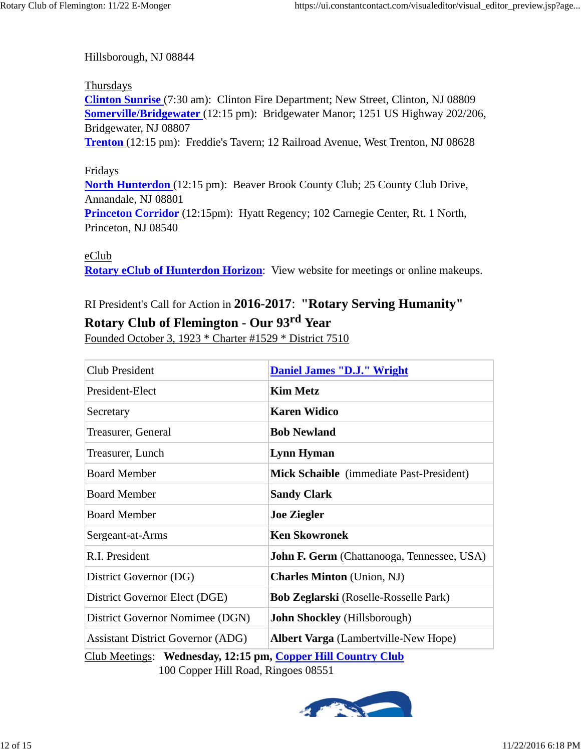Hillsborough, NJ 08844

Thursdays
**Clinton Sunrise** (7:30 am): Clinton Fire Department; New Street, Clinton, NJ 08809
**Somerville/Bridgewater** (12:15 pm): Bridgewater Manor; 1251 US Highway 202/206, Bridgewater, NJ 08807
**Trenton** (12:15 pm): Freddie's Tavern; 12 Railroad Avenue, West Trenton, NJ 08628

Fridays
**North Hunterdon** (12:15 pm): Beaver Brook County Club; 25 County Club Drive, Annandale, NJ 08801
**Princeton Corridor** (12:15pm): Hyatt Regency; 102 Carnegie Center, Rt. 1 North, Princeton, NJ 08540

eClub
**Rotary eClub of Hunterdon Horizon**: View website for meetings or online makeups.

RI President's Call for Action in **2016-2017**: **"Rotary Serving Humanity"**

**Rotary Club of Flemington - Our 93rd Year**

Founded October 3, 1923 * Charter #1529 * District 7510

| | |
|---|---|
| Club President | **Daniel James "D.J." Wright** |
| President-Elect | **Kim Metz** |
| Secretary | **Karen Widico** |
| Treasurer, General | **Bob Newland** |
| Treasurer, Lunch | **Lynn Hyman** |
| Board Member | **Mick Schaible** (immediate Past-President) |
| Board Member | **Sandy Clark** |
| Board Member | **Joe Ziegler** |
| Sergeant-at-Arms | **Ken Skowronek** |
| R.I. President | **John F. Germ** (Chattanooga, Tennessee, USA) |
| District Governor (DG) | **Charles Minton** (Union, NJ) |
| District Governor Elect (DGE) | **Bob Zeglarski** (Roselle-Rosselle Park) |
| District Governor Nomimee (DGN) | **John Shockley** (Hillsborough) |
| Assistant District Governor (ADG) | **Albert Varga** (Lambertville-New Hope) |

Club Meetings: **Wednesday, 12:15 pm, Copper Hill Country Club**
100 Copper Hill Road, Ringoes 08551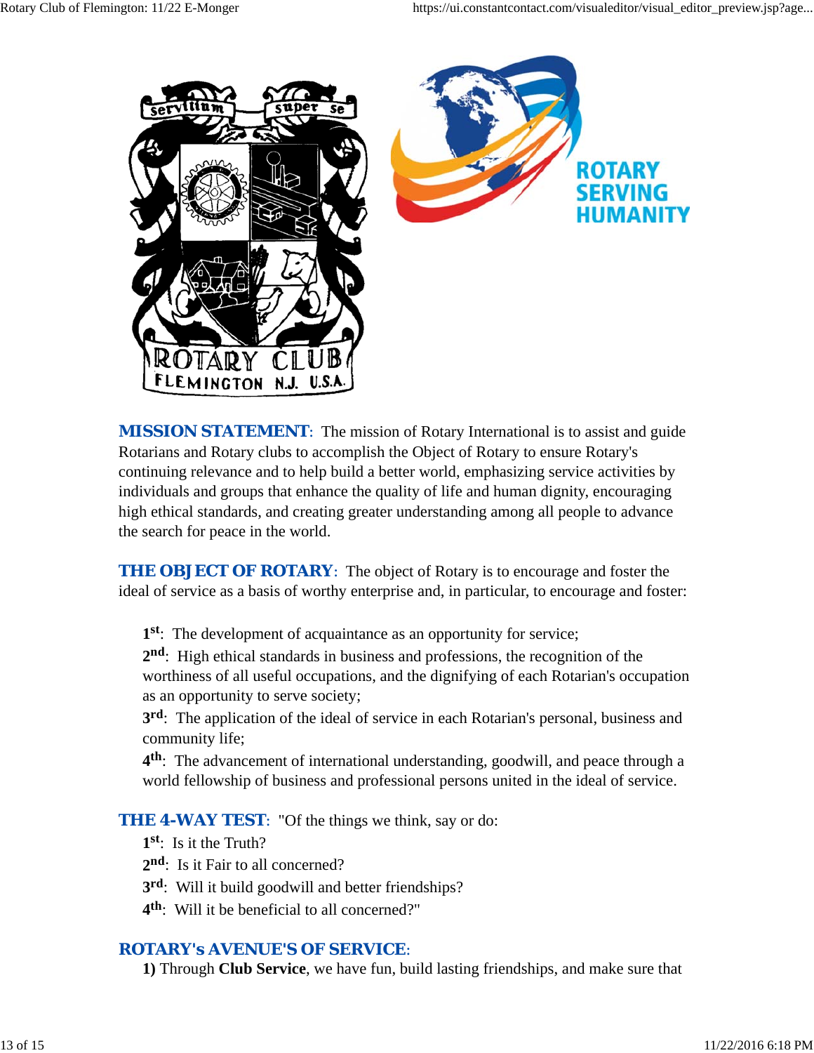**MISSION STATEMENT**: The mission of Rotary International is to assist and guide Rotarians and Rotary clubs to accomplish the Object of Rotary to ensure Rotary's continuing relevance and to help build a better world, emphasizing service activities by individuals and groups that enhance the quality of life and human dignity, encouraging high ethical standards, and creating greater understanding among all people to advance the search for peace in the world.

**THE OBJECT OF ROTARY**: The object of Rotary is to encourage and foster the ideal of service as a basis of worthy enterprise and, in particular, to encourage and foster:

> **1st**: The development of acquaintance as an opportunity for service;
>
> **2nd**: High ethical standards in business and professions, the recognition of the worthiness of all useful occupations, and the dignifying of each Rotarian's occupation as an opportunity to serve society;
>
> **3rd**: The application of the ideal of service in each Rotarian's personal, business and community life;
>
> **4th**: The advancement of international understanding, goodwill, and peace through a world fellowship of business and professional persons united in the ideal of service.

**THE 4-WAY TEST**: "Of the things we think, say or do:

> **1st**: Is it the Truth?
>
> **2nd**: Is it Fair to all concerned?
>
> **3rd**: Will it build goodwill and better friendships?
>
> **4th**: Will it be beneficial to all concerned?"

**ROTARY's AVENUE'S OF SERVICE**:

> **1)** Through **Club Service**, we have fun, build lasting friendships, and make sure that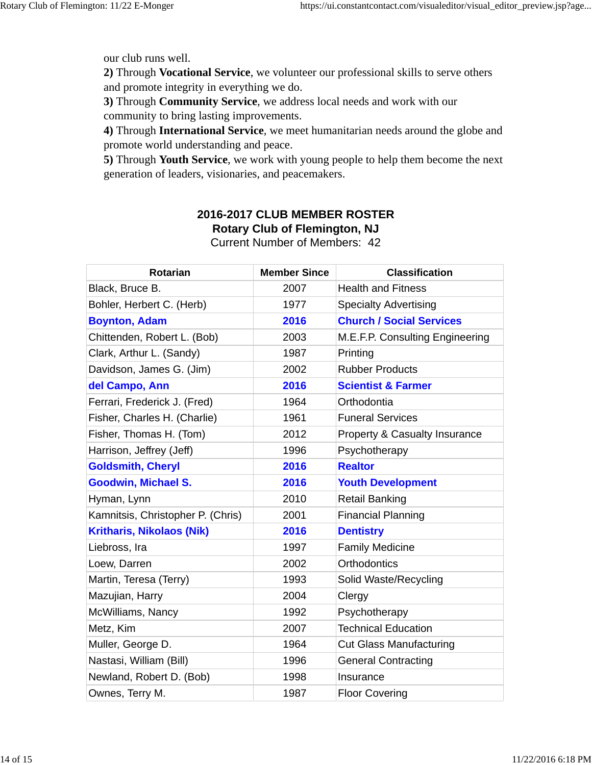our club runs well.
**2)** Through **Vocational Service**, we volunteer our professional skills to serve others and promote integrity in everything we do.
**3)** Through **Community Service**, we address local needs and work with our community to bring lasting improvements.
**4)** Through **International Service**, we meet humanitarian needs around the globe and promote world understanding and peace.
**5)** Through **Youth Service**, we work with young people to help them become the next generation of leaders, visionaries, and peacemakers.

**2016-2017 CLUB MEMBER ROSTER**
**Rotary Club of Flemington, NJ**
Current Number of Members: 42

| Rotarian | Member Since | Classification |
|---|---|---|
| Black, Bruce B. | 2007 | Health and Fitness |
| Bohler, Herbert C. (Herb) | 1977 | Specialty Advertising |
| **Boynton, Adam** | **2016** | **Church / Social Services** |
| Chittenden, Robert L. (Bob) | 2003 | M.E.F.P. Consulting Engineering |
| Clark, Arthur L. (Sandy) | 1987 | Printing |
| Davidson, James G. (Jim) | 2002 | Rubber Products |
| **del Campo, Ann** | **2016** | **Scientist & Farmer** |
| Ferrari, Frederick J. (Fred) | 1964 | Orthodontia |
| Fisher, Charles H. (Charlie) | 1961 | Funeral Services |
| Fisher, Thomas H. (Tom) | 2012 | Property & Casualty Insurance |
| Harrison, Jeffrey (Jeff) | 1996 | Psychotherapy |
| **Goldsmith, Cheryl** | **2016** | **Realtor** |
| **Goodwin, Michael S.** | **2016** | **Youth Development** |
| Hyman, Lynn | 2010 | Retail Banking |
| Kamnitsis, Christopher P. (Chris) | 2001 | Financial Planning |
| **Kritharis, Nikolaos (Nik)** | **2016** | **Dentistry** |
| Liebross, Ira | 1997 | Family Medicine |
| Loew, Darren | 2002 | Orthodontics |
| Martin, Teresa (Terry) | 1993 | Solid Waste/Recycling |
| Mazujian, Harry | 2004 | Clergy |
| McWilliams, Nancy | 1992 | Psychotherapy |
| Metz, Kim | 2007 | Technical Education |
| Muller, George D. | 1964 | Cut Glass Manufacturing |
| Nastasi, William (Bill) | 1996 | General Contracting |
| Newland, Robert D. (Bob) | 1998 | Insurance |
| Ownes, Terry M. | 1987 | Floor Covering |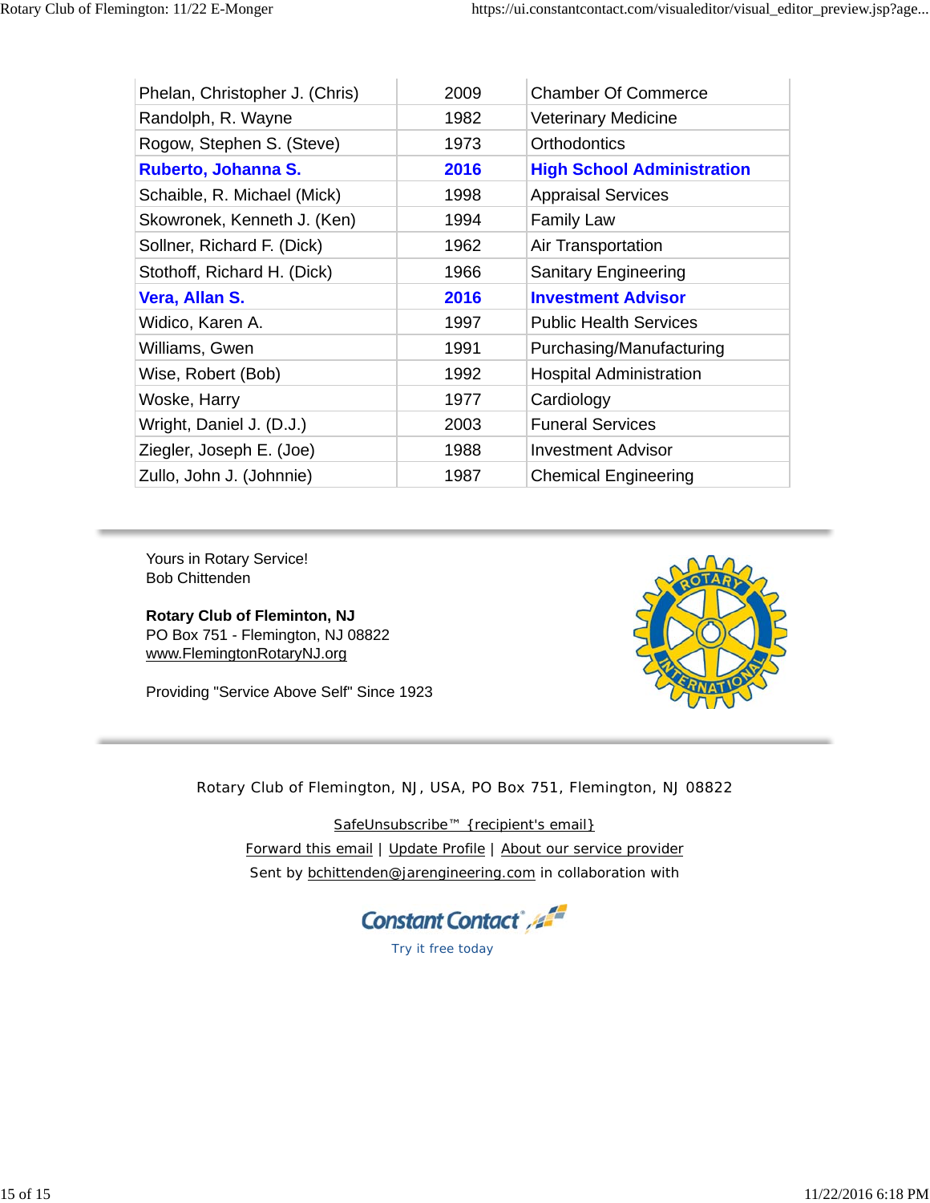| | | |
|---|---|---|
| Phelan, Christopher J. (Chris) | 2009 | Chamber Of Commerce |
| Randolph, R. Wayne | 1982 | Veterinary Medicine |
| Rogow, Stephen S. (Steve) | 1973 | Orthodontics |
| **Ruberto, Johanna S.** | **2016** | **High School Administration** |
| Schaible, R. Michael (Mick) | 1998 | Appraisal Services |
| Skowronek, Kenneth J. (Ken) | 1994 | Family Law |
| Sollner, Richard F. (Dick) | 1962 | Air Transportation |
| Stothoff, Richard H. (Dick) | 1966 | Sanitary Engineering |
| **Vera, Allan S.** | **2016** | **Investment Advisor** |
| Widico, Karen A. | 1997 | Public Health Services |
| Williams, Gwen | 1991 | Purchasing/Manufacturing |
| Wise, Robert (Bob) | 1992 | Hospital Administration |
| Woske, Harry | 1977 | Cardiology |
| Wright, Daniel J. (D.J.) | 2003 | Funeral Services |
| Ziegler, Joseph E. (Joe) | 1988 | Investment Advisor |
| Zullo, John J. (Johnnie) | 1987 | Chemical Engineering |

---

Yours in Rotary Service!
Bob Chittenden

**Rotary Club of Fleminton, NJ**
PO Box 751 - Flemington, NJ 08822
www.FlemingtonRotaryNJ.org

Providing "Service Above Self" Since 1923

---

Rotary Club of Flemington, NJ, USA, PO Box 751, Flemington, NJ 08822

SafeUnsubscribe™ {recipient's email}

Forward this email | Update Profile | About our service provider

Sent by bchittenden@jarengineering.com in collaboration with

Constant Contact

Try it free today